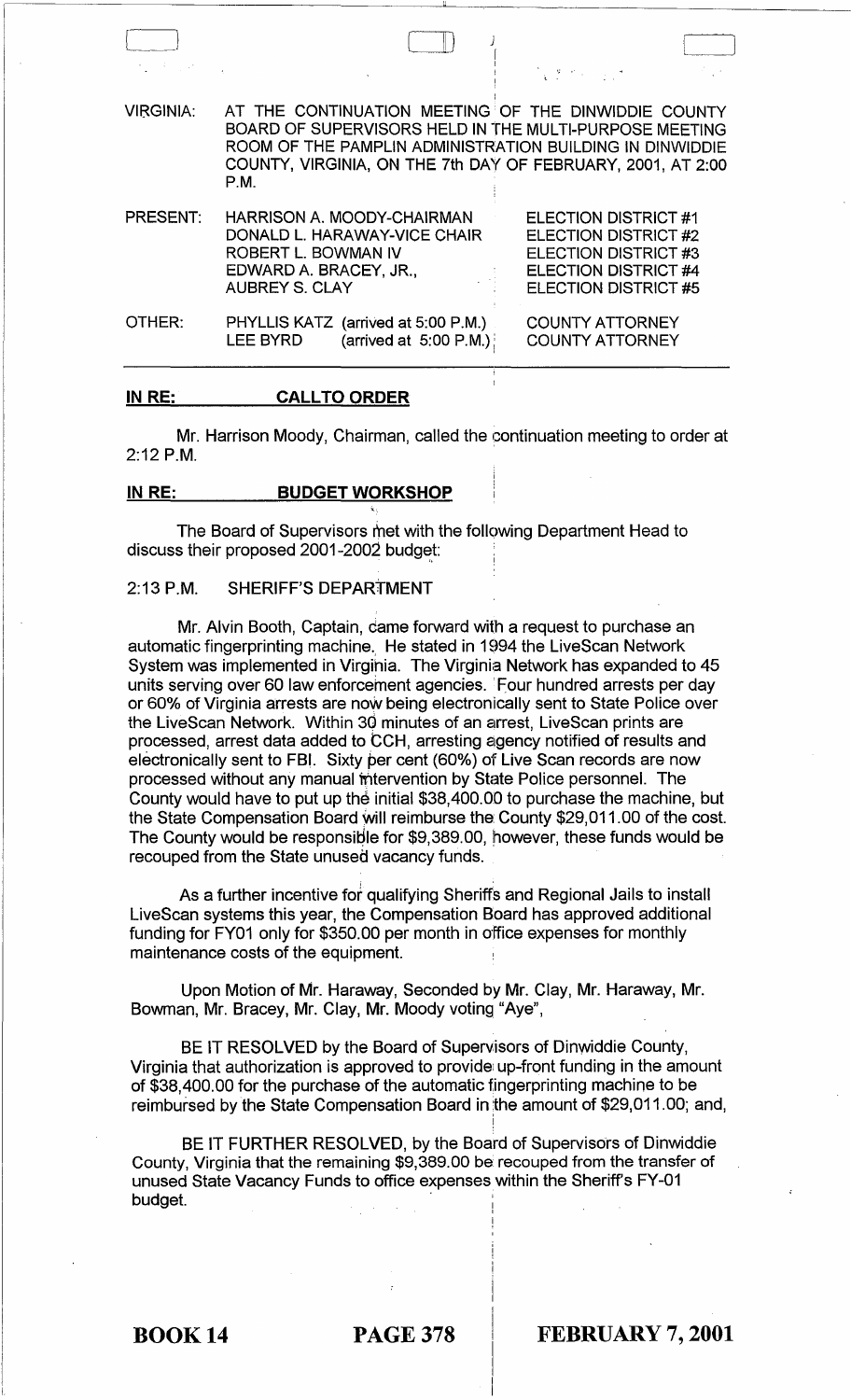VIRGINIA: AT THE CONTINUATION MEETING OF THE DINWIDDIE COUNTY BOARD OF SUPERVISORS HELD IN THE MULTI-PURPOSE MEETING ROOM OF THE PAMPLIN ADMINISTRATION BUILDING IN DINWIDDIE COUNTY, VIRGINIA, ON THE 7th DAY OF FEBRUARY, 2001, AT 2:00 P.M.

| | | |
|---|---|---|
| PRESENT: | HARRISON A. MOODY-CHAIRMAN | ELECTION DISTRICT #1 |
| | DONALD L. HARAWAY-VICE CHAIR | ELECTION DISTRICT #2 |
| | ROBERT L. BOWMAN IV | ELECTION DISTRICT #3 |
| | EDWARD A. BRACEY, JR., | ELECTION DISTRICT #4 |
| | AUBREY S. CLAY | ELECTION DISTRICT #5 |
| OTHER: | PHYLLIS KATZ (arrived at 5:00 P.M.) | COUNTY ATTORNEY |
| | LEE BYRD (arrived at 5:00 P.M.) | COUNTY ATTORNEY |

**IN RE: CALLTO ORDER**

Mr. Harrison Moody, Chairman, called the continuation meeting to order at 2:12 P.M.

**IN RE: BUDGET WORKSHOP**

The Board of Supervisors met with the following Department Head to discuss their proposed 2001-2002 budget:

2:13 P.M. SHERIFF'S DEPARTMENT

Mr. Alvin Booth, Captain, came forward with a request to purchase an automatic fingerprinting machine. He stated in 1994 the LiveScan Network System was implemented in Virginia. The Virginia Network has expanded to 45 units serving over 60 law enforcement agencies. Four hundred arrests per day or 60% of Virginia arrests are now being electronically sent to State Police over the LiveScan Network. Within 30 minutes of an arrest, LiveScan prints are processed, arrest data added to CCH, arresting agency notified of results and electronically sent to FBI. Sixty per cent (60%) of Live Scan records are now processed without any manual intervention by State Police personnel. The County would have to put up the initial $38,400.00 to purchase the machine, but the State Compensation Board will reimburse the County $29,011.00 of the cost. The County would be responsible for $9,389.00, however, these funds would be recouped from the State unused vacancy funds.

As a further incentive for qualifying Sheriffs and Regional Jails to install LiveScan systems this year, the Compensation Board has approved additional funding for FY01 only for $350.00 per month in office expenses for monthly maintenance costs of the equipment.

Upon Motion of Mr. Haraway, Seconded by Mr. Clay, Mr. Haraway, Mr. Bowman, Mr. Bracey, Mr. Clay, Mr. Moody voting "Aye",

BE IT RESOLVED by the Board of Supervisors of Dinwiddie County, Virginia that authorization is approved to provide up-front funding in the amount of $38,400.00 for the purchase of the automatic fingerprinting machine to be reimbursed by the State Compensation Board in the amount of $29,011.00; and,

BE IT FURTHER RESOLVED, by the Board of Supervisors of Dinwiddie County, Virginia that the remaining $9,389.00 be recouped from the transfer of unused State Vacancy Funds to office expenses within the Sheriff's FY-01 budget.

BOOK 14 PAGE 378 FEBRUARY 7, 2001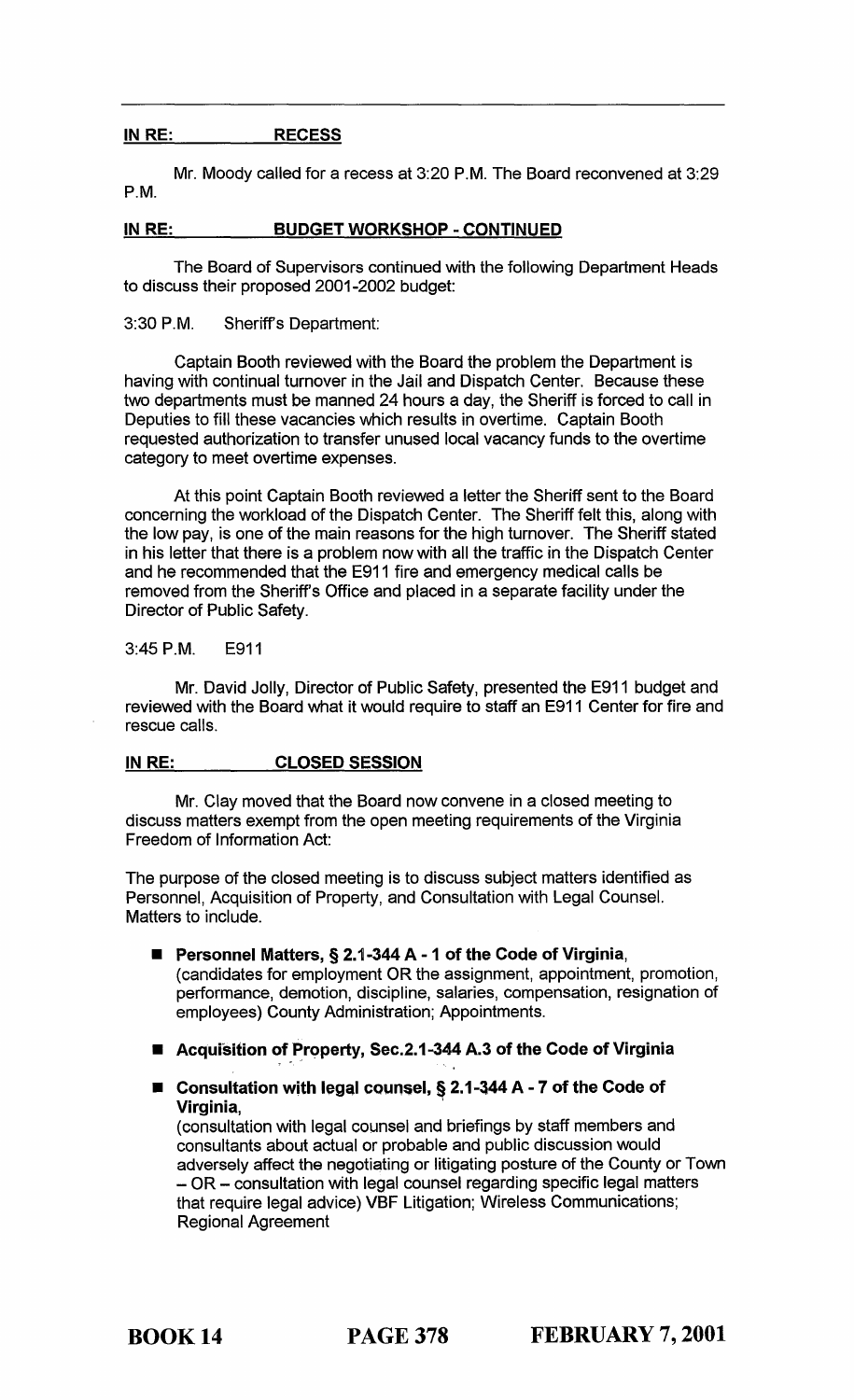**IN RE: RECESS**

Mr. Moody called for a recess at 3:20 P.M. The Board reconvened at 3:29 P.M.

**IN RE: BUDGET WORKSHOP - CONTINUED**

The Board of Supervisors continued with the following Department Heads to discuss their proposed 2001-2002 budget:

3:30 P.M. Sheriff's Department:

Captain Booth reviewed with the Board the problem the Department is having with continual turnover in the Jail and Dispatch Center. Because these two departments must be manned 24 hours a day, the Sheriff is forced to call in Deputies to fill these vacancies which results in overtime. Captain Booth requested authorization to transfer unused local vacancy funds to the overtime category to meet overtime expenses.

At this point Captain Booth reviewed a letter the Sheriff sent to the Board concerning the workload of the Dispatch Center. The Sheriff felt this, along with the low pay, is one of the main reasons for the high turnover. The Sheriff stated in his letter that there is a problem now with all the traffic in the Dispatch Center and he recommended that the E911 fire and emergency medical calls be removed from the Sheriff's Office and placed in a separate facility under the Director of Public Safety.

3:45 P.M. E911

Mr. David Jolly, Director of Public Safety, presented the E911 budget and reviewed with the Board what it would require to staff an E911 Center for fire and rescue calls.

**IN RE: CLOSED SESSION**

Mr. Clay moved that the Board now convene in a closed meeting to discuss matters exempt from the open meeting requirements of the Virginia Freedom of Information Act:

The purpose of the closed meeting is to discuss subject matters identified as Personnel, Acquisition of Property, and Consultation with Legal Counsel. Matters to include.

- **Personnel Matters, § 2.1-344 A - 1 of the Code of Virginia**, (candidates for employment OR the assignment, appointment, promotion, performance, demotion, discipline, salaries, compensation, resignation of employees) County Administration; Appointments.
- **Acquisition of Property, Sec.2.1-344 A.3 of the Code of Virginia**
- **Consultation with legal counsel, § 2.1-344 A - 7 of the Code of Virginia**, (consultation with legal counsel and briefings by staff members and consultants about actual or probable and public discussion would adversely affect the negotiating or litigating posture of the County or Town – OR – consultation with legal counsel regarding specific legal matters that require legal advice) VBF Litigation; Wireless Communications; Regional Agreement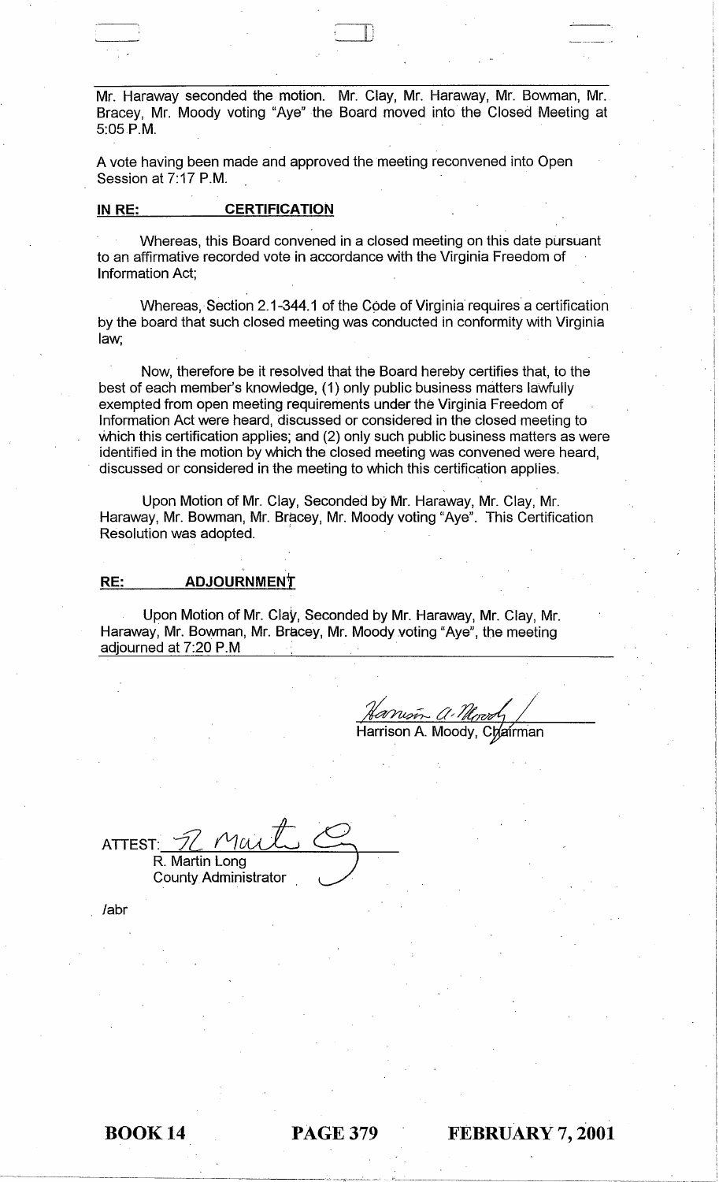Mr. Haraway seconded the motion. Mr. Clay, Mr. Haraway, Mr. Bowman, Mr. Bracey, Mr. Moody voting "Aye" the Board moved into the Closed Meeting at 5:05 P.M.

A vote having been made and approved the meeting reconvened into Open Session at 7:17 P.M.

**IN RE: CERTIFICATION**

Whereas, this Board convened in a closed meeting on this date pursuant to an affirmative recorded vote in accordance with the Virginia Freedom of Information Act;

Whereas, Section 2.1-344.1 of the Code of Virginia requires a certification by the board that such closed meeting was conducted in conformity with Virginia law;

Now, therefore be it resolved that the Board hereby certifies that, to the best of each member's knowledge, (1) only public business matters lawfully exempted from open meeting requirements under the Virginia Freedom of Information Act were heard, discussed or considered in the closed meeting to which this certification applies; and (2) only such public business matters as were identified in the motion by which the closed meeting was convened were heard, discussed or considered in the meeting to which this certification applies.

Upon Motion of Mr. Clay, Seconded by Mr. Haraway, Mr. Clay, Mr. Haraway, Mr. Bowman, Mr. Bracey, Mr. Moody voting "Aye". This Certification Resolution was adopted.

**RE: ADJOURNMENT**

Upon Motion of Mr. Clay, Seconded by Mr. Haraway, Mr. Clay, Mr. Haraway, Mr. Bowman, Mr. Bracey, Mr. Moody voting "Aye", the meeting adjourned at 7:20 P.M

Harrison A. Moody, Chairman

ATTEST:
R. Martin Long
County Administrator

/abr

**BOOK 14** **PAGE 379** **FEBRUARY 7, 2001**